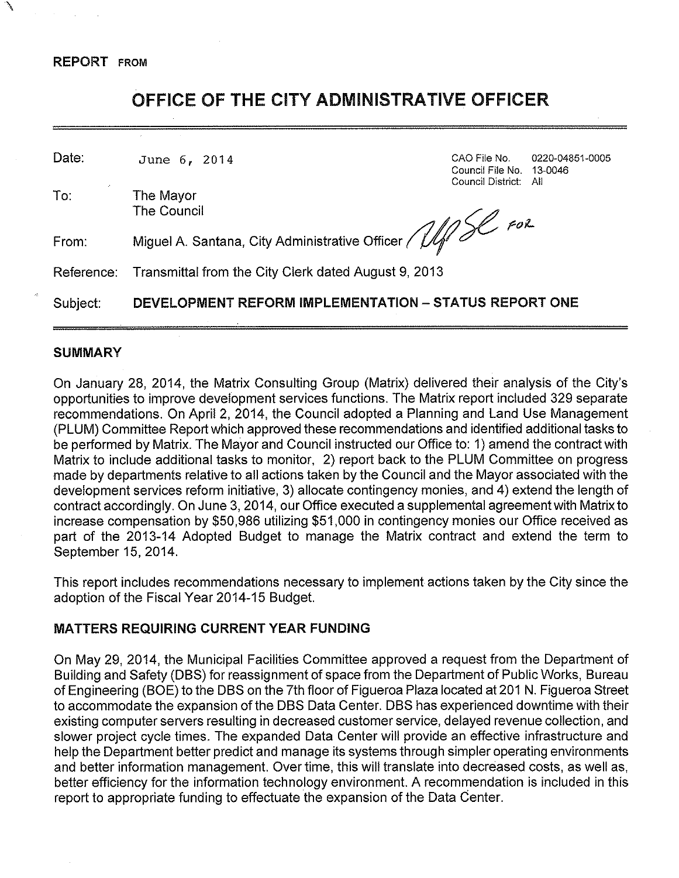**REPORT FROM**

# OFFICE OF THE CITY ADMINISTRATIVE OFFICER

| | | |
|---|---|---|
| Date: | June 6, 2014 | CAO File No. 0220-04851-0005<br>Council File No. 13-0046<br>Council District: All |
| To: | The Mayor<br>The Council | |
| From: | Miguel A. Santana, City Administrative Officer | |
| Reference: | Transmittal from the City Clerk dated August 9, 2013 | |
| Subject: | **DEVELOPMENT REFORM IMPLEMENTATION – STATUS REPORT ONE** | |

## SUMMARY

On January 28, 2014, the Matrix Consulting Group (Matrix) delivered their analysis of the City's opportunities to improve development services functions. The Matrix report included 329 separate recommendations. On April 2, 2014, the Council adopted a Planning and Land Use Management (PLUM) Committee Report which approved these recommendations and identified additional tasks to be performed by Matrix. The Mayor and Council instructed our Office to: 1) amend the contract with Matrix to include additional tasks to monitor, 2) report back to the PLUM Committee on progress made by departments relative to all actions taken by the Council and the Mayor associated with the development services reform initiative, 3) allocate contingency monies, and 4) extend the length of contract accordingly. On June 3, 2014, our Office executed a supplemental agreement with Matrix to increase compensation by $50,986 utilizing $51,000 in contingency monies our Office received as part of the 2013-14 Adopted Budget to manage the Matrix contract and extend the term to September 15, 2014.

This report includes recommendations necessary to implement actions taken by the City since the adoption of the Fiscal Year 2014-15 Budget.

## MATTERS REQUIRING CURRENT YEAR FUNDING

On May 29, 2014, the Municipal Facilities Committee approved a request from the Department of Building and Safety (DBS) for reassignment of space from the Department of Public Works, Bureau of Engineering (BOE) to the DBS on the 7th floor of Figueroa Plaza located at 201 N. Figueroa Street to accommodate the expansion of the DBS Data Center. DBS has experienced downtime with their existing computer servers resulting in decreased customer service, delayed revenue collection, and slower project cycle times. The expanded Data Center will provide an effective infrastructure and help the Department better predict and manage its systems through simpler operating environments and better information management. Over time, this will translate into decreased costs, as well as, better efficiency for the information technology environment. A recommendation is included in this report to appropriate funding to effectuate the expansion of the Data Center.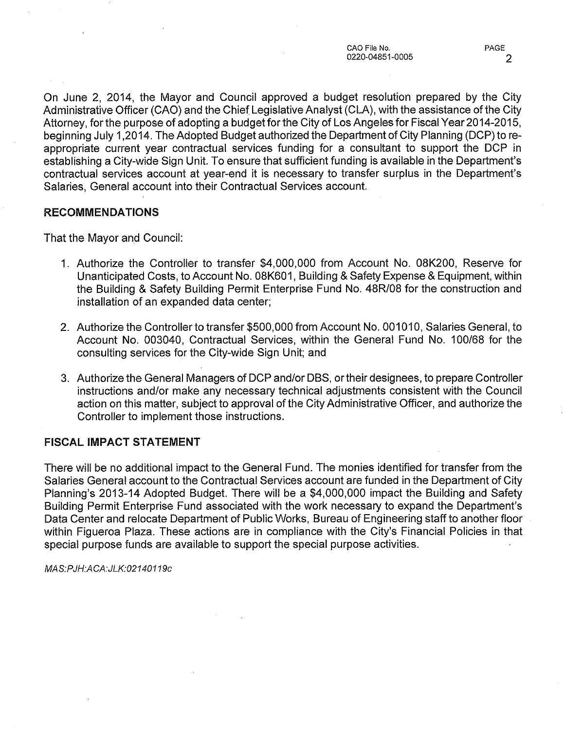On June 2, 2014, the Mayor and Council approved a budget resolution prepared by the City Administrative Officer (CAO) and the Chief Legislative Analyst (CLA), with the assistance of the City Attorney, for the purpose of adopting a budget for the City of Los Angeles for Fiscal Year 2014-2015, beginning July 1,2014. The Adopted Budget authorized the Department of City Planning (DCP) to re-appropriate current year contractual services funding for a consultant to support the DCP in establishing a City-wide Sign Unit. To ensure that sufficient funding is available in the Department's contractual services account at year-end it is necessary to transfer surplus in the Department's Salaries, General account into their Contractual Services account.

## RECOMMENDATIONS

That the Mayor and Council:

1. Authorize the Controller to transfer $4,000,000 from Account No. 08K200, Reserve for Unanticipated Costs, to Account No. 08K601, Building & Safety Expense & Equipment, within the Building & Safety Building Permit Enterprise Fund No. 48R/08 for the construction and installation of an expanded data center;

2. Authorize the Controller to transfer $500,000 from Account No. 001010, Salaries General, to Account No. 003040, Contractual Services, within the General Fund No. 100/68 for the consulting services for the City-wide Sign Unit; and

3. Authorize the General Managers of DCP and/or DBS, or their designees, to prepare Controller instructions and/or make any necessary technical adjustments consistent with the Council action on this matter, subject to approval of the City Administrative Officer, and authorize the Controller to implement those instructions.

## FISCAL IMPACT STATEMENT

There will be no additional impact to the General Fund. The monies identified for transfer from the Salaries General account to the Contractual Services account are funded in the Department of City Planning's 2013-14 Adopted Budget. There will be a $4,000,000 impact the Building and Safety Building Permit Enterprise Fund associated with the work necessary to expand the Department's Data Center and relocate Department of Public Works, Bureau of Engineering staff to another floor within Figueroa Plaza. These actions are in compliance with the City's Financial Policies in that special purpose funds are available to support the special purpose activities.

*MAS:PJH:ACA:JLK:02140119c*